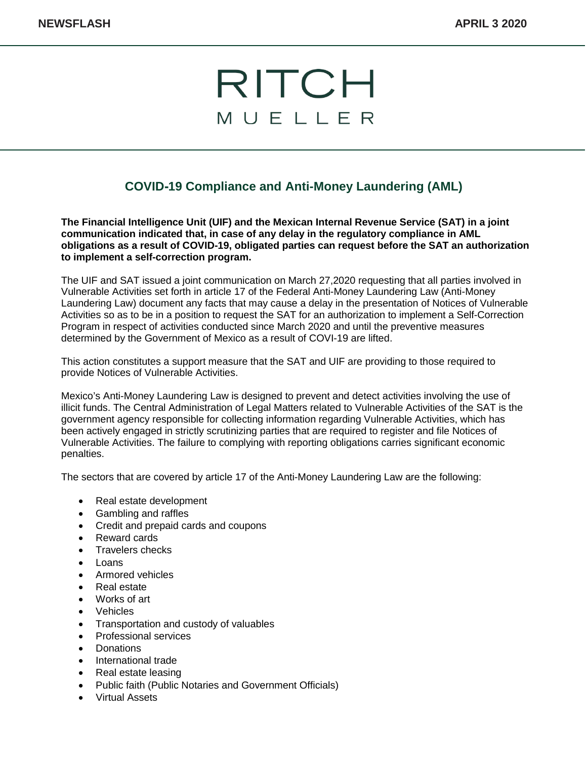# RITCH MUELLER

## COVID-19 Compliance and Anti-Money Laundering (AML)

**The Financial Intelligence Unit (UIF) and the Mexican Internal Revenue Service (SAT) in a joint communication indicated that, in case of any delay in the regulatory compliance in AML obligations as a result of COVID-19, obligated parties can request before the SAT an authorization to implement a self-correction program.**

The UIF and SAT issued a joint communication on March 27,2020 requesting that all parties involved in Vulnerable Activities set forth in article 17 of the Federal Anti-Money Laundering Law (Anti-Money Laundering Law) document any facts that may cause a delay in the presentation of Notices of Vulnerable Activities so as to be in a position to request the SAT for an authorization to implement a Self-Correction Program in respect of activities conducted since March 2020 and until the preventive measures determined by the Government of Mexico as a result of COVI-19 are lifted.

This action constitutes a support measure that the SAT and UIF are providing to those required to provide Notices of Vulnerable Activities.

Mexico's Anti-Money Laundering Law is designed to prevent and detect activities involving the use of illicit funds. The Central Administration of Legal Matters related to Vulnerable Activities of the SAT is the government agency responsible for collecting information regarding Vulnerable Activities, which has been actively engaged in strictly scrutinizing parties that are required to register and file Notices of Vulnerable Activities. The failure to complying with reporting obligations carries significant economic penalties.

The sectors that are covered by article 17 of the Anti-Money Laundering Law are the following:

- Real estate development
- Gambling and raffles
- Credit and prepaid cards and coupons
- Reward cards
- Travelers checks
- Loans
- Armored vehicles
- Real estate
- Works of art
- Vehicles
- Transportation and custody of valuables
- Professional services
- Donations
- International trade
- Real estate leasing
- Public faith (Public Notaries and Government Officials)
- Virtual Assets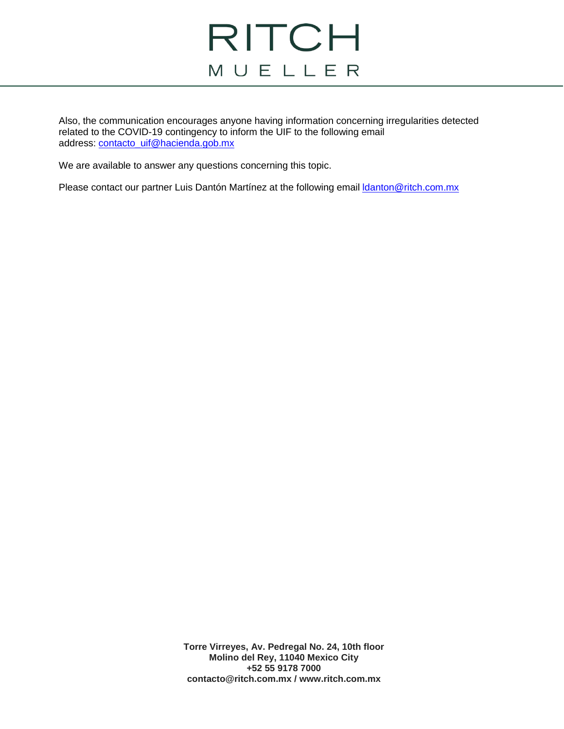Also, the communication encourages anyone having information concerning irregularities detected related to the COVID-19 contingency to inform the UIF to the following email address: contacto_uif@hacienda.gob.mx

We are available to answer any questions concerning this topic.

Please contact our partner Luis Dantón Martínez at the following email ldanton@ritch.com.mx